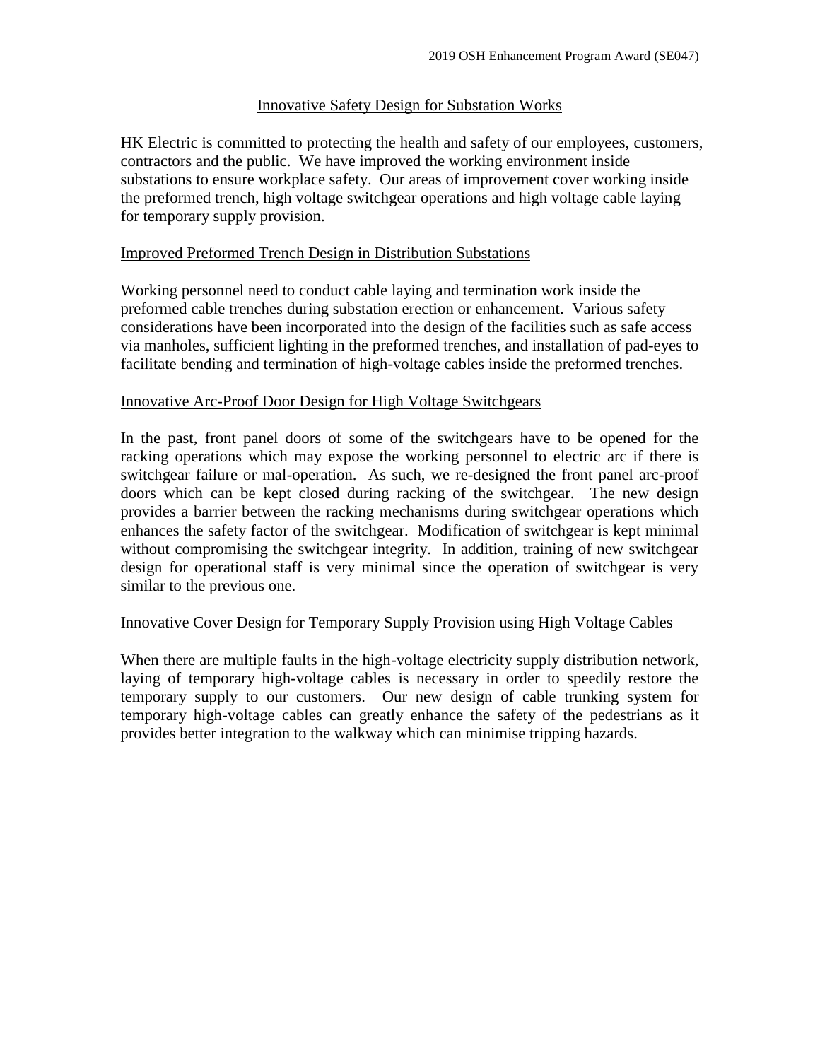# Innovative Safety Design for Substation Works

HK Electric is committed to protecting the health and safety of our employees, customers, contractors and the public. We have improved the working environment inside substations to ensure workplace safety. Our areas of improvement cover working inside the preformed trench, high voltage switchgear operations and high voltage cable laying for temporary supply provision.

## Improved Preformed Trench Design in Distribution Substations

Working personnel need to conduct cable laying and termination work inside the preformed cable trenches during substation erection or enhancement. Various safety considerations have been incorporated into the design of the facilities such as safe access via manholes, sufficient lighting in the preformed trenches, and installation of pad-eyes to facilitate bending and termination of high-voltage cables inside the preformed trenches.

## Innovative Arc-Proof Door Design for High Voltage Switchgears

In the past, front panel doors of some of the switchgears have to be opened for the racking operations which may expose the working personnel to electric arc if there is switchgear failure or mal-operation. As such, we re-designed the front panel arc-proof doors which can be kept closed during racking of the switchgear. The new design provides a barrier between the racking mechanisms during switchgear operations which enhances the safety factor of the switchgear. Modification of switchgear is kept minimal without compromising the switchgear integrity. In addition, training of new switchgear design for operational staff is very minimal since the operation of switchgear is very similar to the previous one.

## Innovative Cover Design for Temporary Supply Provision using High Voltage Cables

When there are multiple faults in the high-voltage electricity supply distribution network, laying of temporary high-voltage cables is necessary in order to speedily restore the temporary supply to our customers. Our new design of cable trunking system for temporary high-voltage cables can greatly enhance the safety of the pedestrians as it provides better integration to the walkway which can minimise tripping hazards.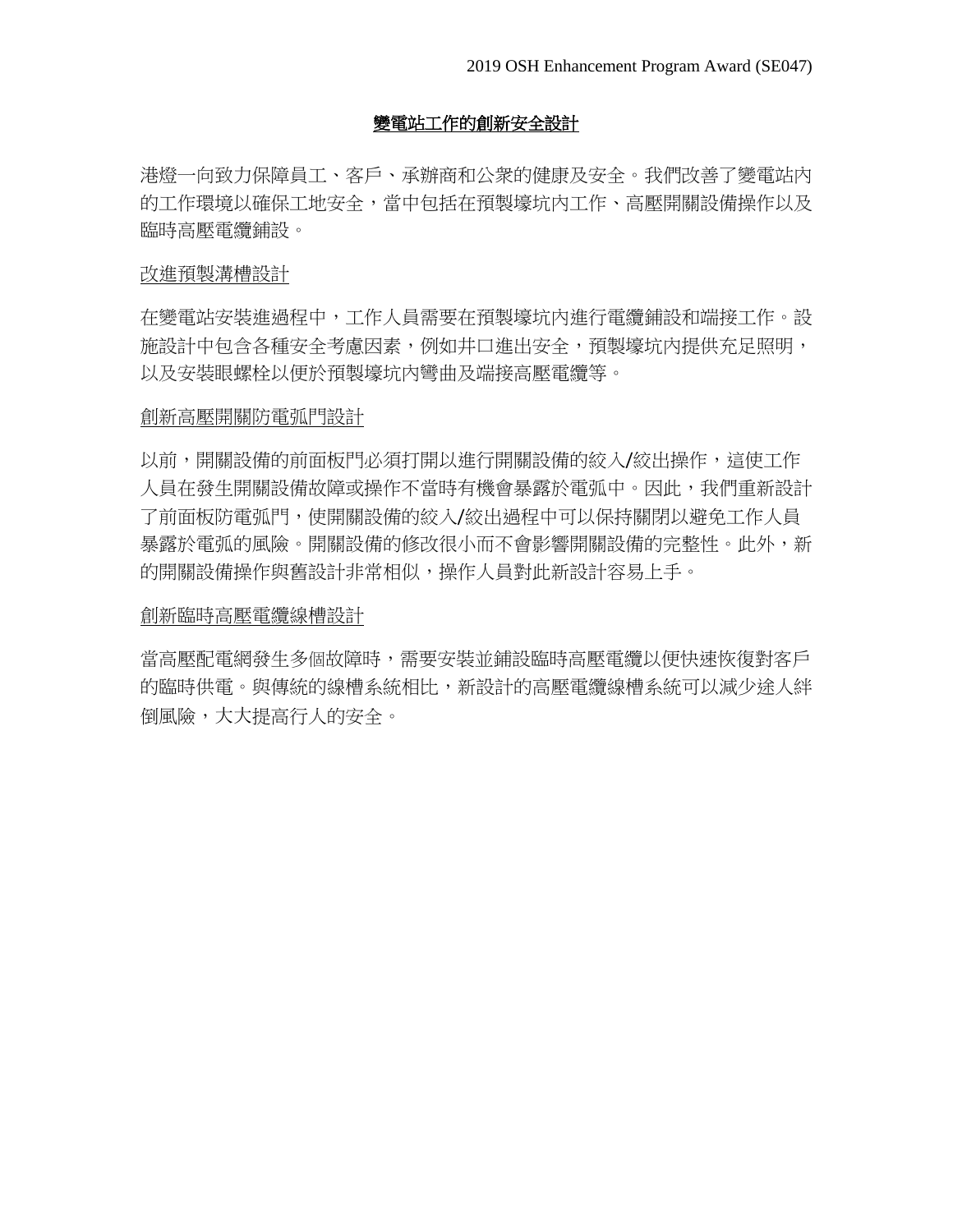## 變電站工作的創新安全設計

港燈一向致力保障員工、客戶、承辦商和公眾的健康及安全。我們改善了變電站內的工作環境以確保工地安全，當中包括在預製壕坑內工作、高壓開關設備操作以及臨時高壓電纜鋪設。

### 改進預製溝槽設計

在變電站安裝進過程中，工作人員需要在預製壕坑內進行電纜鋪設和端接工作。設施設計中包含各種安全考慮因素，例如井口進出安全，預製壕坑內提供充足照明，以及安裝眼螺栓以便於預製壕坑內彎曲及端接高壓電纜等。

### 創新高壓開關防電弧門設計

以前，開關設備的前面板門必須打開以進行開關設備的絞入/絞出操作，這使工作人員在發生開關設備故障或操作不當時有機會暴露於電弧中。因此，我們重新設計了前面板防電弧門，使開關設備的絞入/絞出過程中可以保持關閉以避免工作人員暴露於電弧的風險。開關設備的修改很小而不會影響開關設備的完整性。此外，新的開關設備操作與舊設計非常相似，操作人員對此新設計容易上手。

### 創新臨時高壓電纜線槽設計

當高壓配電網發生多個故障時，需要安裝並鋪設臨時高壓電纜以便快速恢復對客戶的臨時供電。與傳統的線槽系統相比，新設計的高壓電纜線槽系統可以減少途人絆倒風險，大大提高行人的安全。